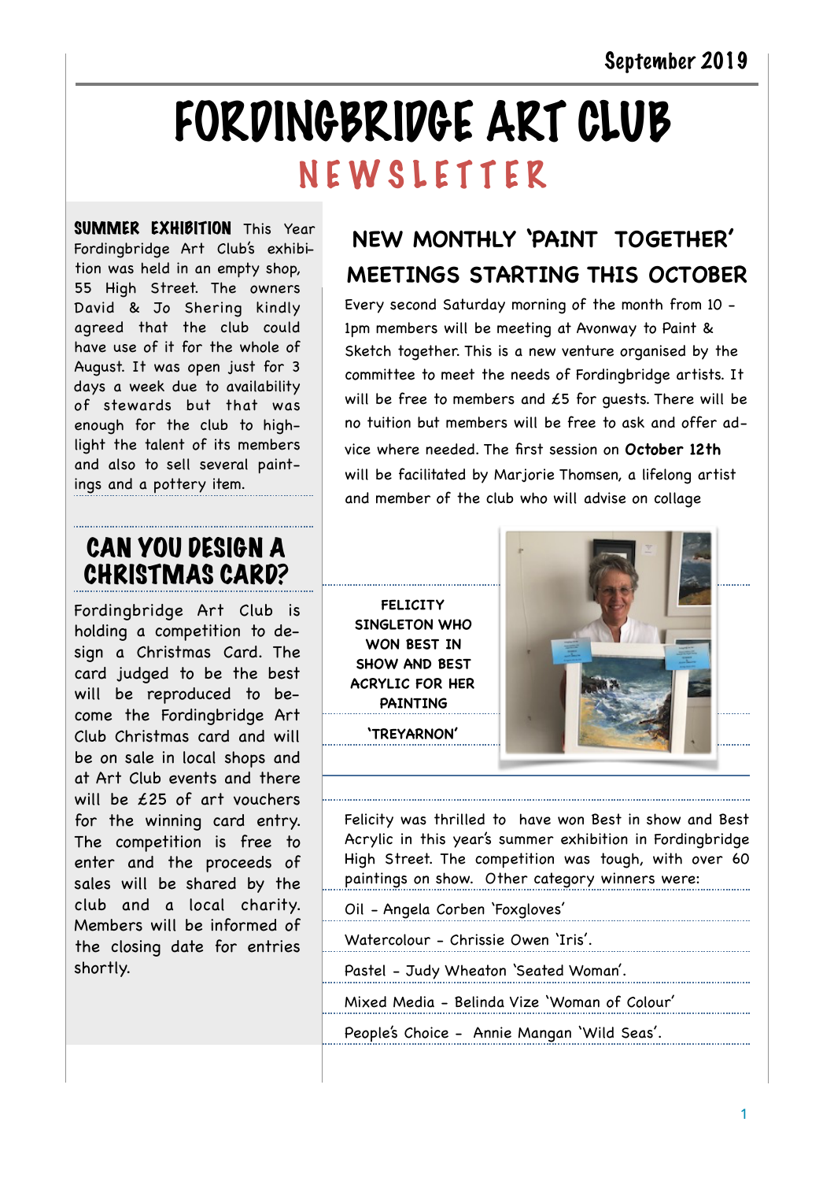September 2019

# FORDINGBRIDGE ART CLUB

## NEWSLETTER

**SUMMER EXHIBITION** This Year Fordingbridge Art Club's exhibition was held in an empty shop, 55 High Street. The owners David & Jo Shering kindly agreed that the club could have use of it for the whole of August. It was open just for 3 days a week due to availability of stewards but that was enough for the club to highlight the talent of its members and also to sell several paintings and a pottery item.

## CAN YOU DESIGN A CHRISTMAS CARD?

Fordingbridge Art Club is holding a competition to design a Christmas Card. The card judged to be the best will be reproduced to become the Fordingbridge Art Club Christmas card and will be on sale in local shops and at Art Club events and there will be £25 of art vouchers for the winning card entry. The competition is free to enter and the proceeds of sales will be shared by the club and a local charity. Members will be informed of the closing date for entries shortly.

## NEW MONTHLY 'PAINT TOGETHER' MEETINGS STARTING THIS OCTOBER

Every second Saturday morning of the month from 10 - 1pm members will be meeting at Avonway to Paint & Sketch together. This is a new venture organised by the committee to meet the needs of Fordingbridge artists. It will be free to members and £5 for guests. There will be no tuition but members will be free to ask and offer advice where needed. The first session on **October 12th** will be facilitated by Marjorie Thomsen, a lifelong artist and member of the club who will advise on collage

**FELICITY SINGLETON WHO WON BEST IN SHOW AND BEST ACRYLIC FOR HER PAINTING**

**'TREYARNON'**

Felicity was thrilled to have won Best in show and Best Acrylic in this year's summer exhibition in Fordingbridge High Street. The competition was tough, with over 60 paintings on show. Other category winners were:

Oil - Angela Corben 'Foxgloves'

Watercolour - Chrissie Owen 'Iris'.

Pastel - Judy Wheaton 'Seated Woman'.

Mixed Media - Belinda Vize 'Woman of Colour'

People's Choice - Annie Mangan 'Wild Seas'.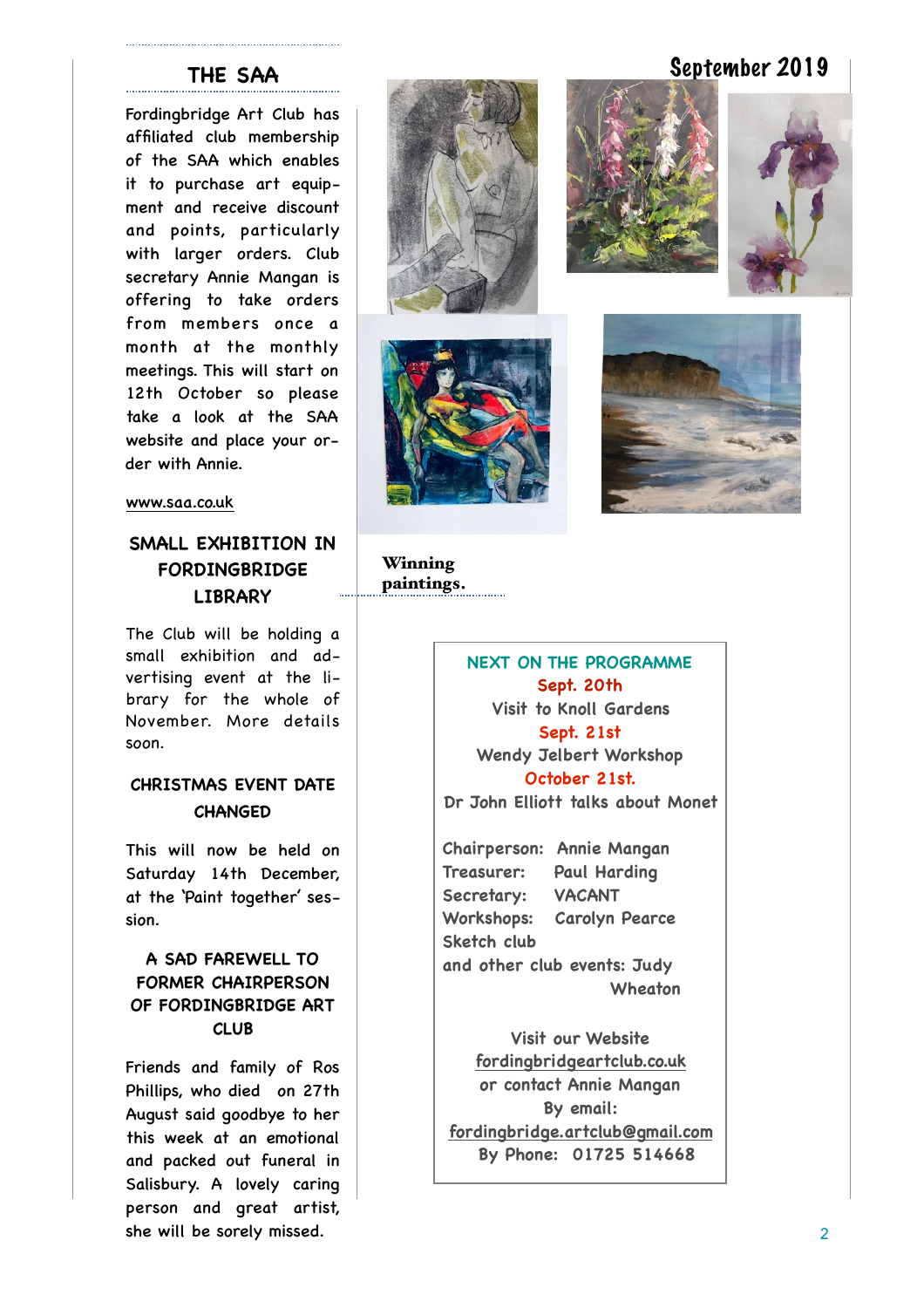## THE SAA

Fordingbridge Art Club has affiliated club membership of the SAA which enables it to purchase art equipment and receive discount and points, particularly with larger orders. Club secretary Annie Mangan is offering to take orders from members once a month at the monthly meetings. This will start on 12th October so please take a look at the SAA website and place your order with Annie.

www.saa.co.uk

## SMALL EXHIBITION IN FORDINGBRIDGE LIBRARY

The Club will be holding a small exhibition and advertising event at the library for the whole of November. More details soon.

## CHRISTMAS EVENT DATE CHANGED

This will now be held on Saturday 14th December, at the 'Paint together' session.

## A SAD FAREWELL TO FORMER CHAIRPERSON OF FORDINGBRIDGE ART CLUB

Friends and family of Ros Phillips, who died on 27th August said goodbye to her this week at an emotional and packed out funeral in Salisbury. A lovely caring person and great artist, she will be sorely missed.

# September 2019

**Winning paintings.**

## NEXT ON THE PROGRAMME

**Sept. 20th**
Visit to Knoll Gardens

**Sept. 21st**
Wendy Jelbert Workshop

**October 21st.**
Dr John Elliott talks about Monet

Chairperson: Annie Mangan
Treasurer: Paul Harding
Secretary: VACANT
Workshops: Carolyn Pearce
Sketch club and other club events: Judy Wheaton

Visit our Website
fordingbridgeartclub.co.uk
or contact Annie Mangan
By email:
fordingbridge.artclub@gmail.com
By Phone: 01725 514668